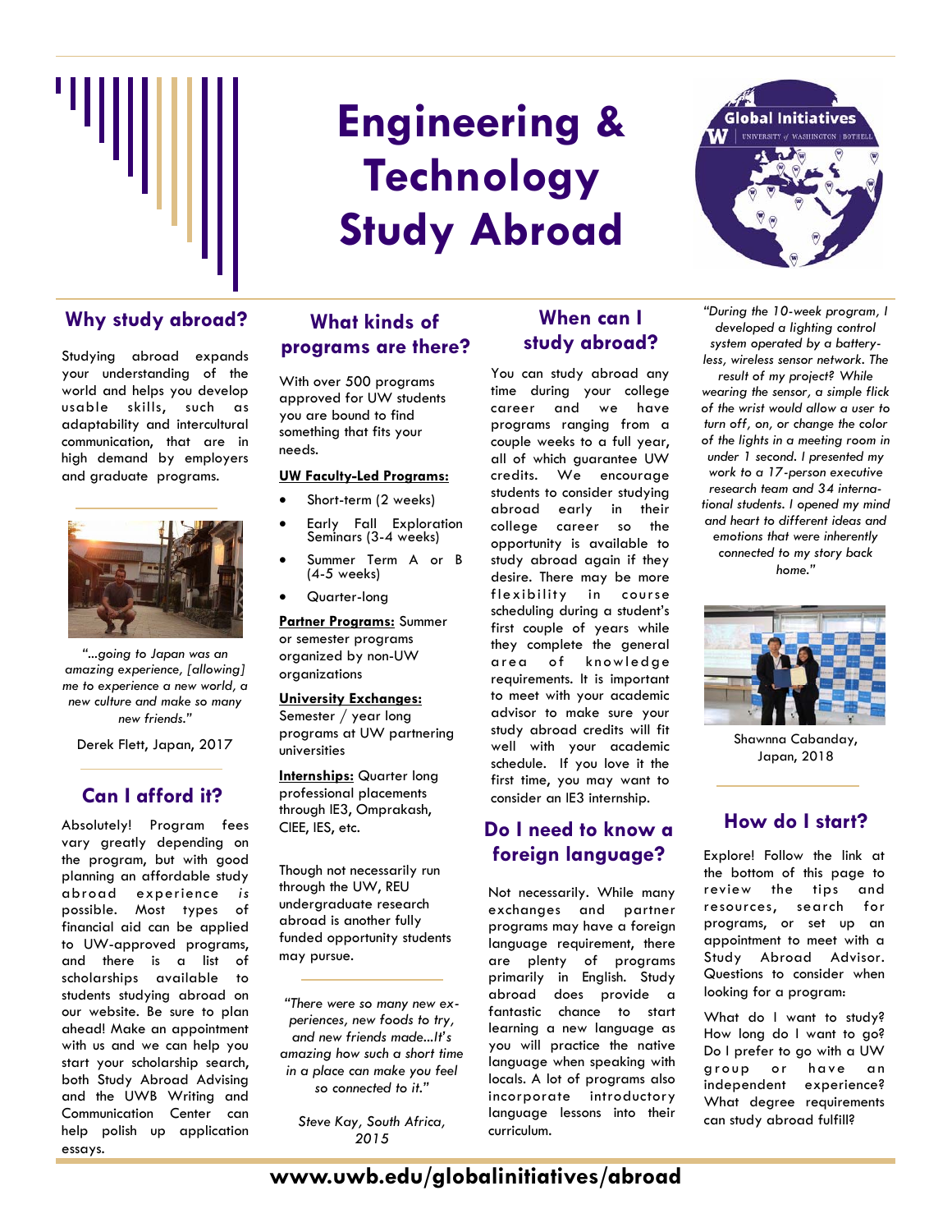# Engineering & Technology Study Abroad

Global Initiatives
UNIVERSITY of WASHINGTON | BOTHELL

## Why study abroad?

Studying abroad expands your understanding of the world and helps you develop usable skills, such as adaptability and intercultural communication, that are in high demand by employers and graduate programs.

*"...going to Japan was an amazing experience, [allowing] me to experience a new world, a new culture and make so many new friends."*

Derek Flett, Japan, 2017

## Can I afford it?

Absolutely! Program fees vary greatly depending on the program, but with good planning an affordable study abroad experience *is* possible. Most types of financial aid can be applied to UW-approved programs, and there is a list of scholarships available to students studying abroad on our website. Be sure to plan ahead! Make an appointment with us and we can help you start your scholarship search, both Study Abroad Advising and the UWB Writing and Communication Center can help polish up application essays.

## What kinds of programs are there?

With over 500 programs approved for UW students you are bound to find something that fits your needs.

**UW Faculty-Led Programs:**

- Short-term (2 weeks)
- Early Fall Exploration Seminars (3-4 weeks)
- Summer Term A or B (4-5 weeks)
- Quarter-long

**Partner Programs:** Summer or semester programs organized by non-UW organizations

**University Exchanges:** Semester / year long programs at UW partnering universities

**Internships:** Quarter long professional placements through IE3, Omprakash, CIEE, IES, etc.

Though not necessarily run through the UW, REU undergraduate research abroad is another fully funded opportunity students may pursue.

*"There were so many new experiences, new foods to try, and new friends made...It's amazing how such a short time in a place can make you feel so connected to it."*

*Steve Kay, South Africa, 2015*

## When can I study abroad?

You can study abroad any time during your college career and we have programs ranging from a couple weeks to a full year, all of which guarantee UW credits. We encourage students to consider studying abroad early in their college career so the opportunity is available to study abroad again if they desire. There may be more flexibility in course scheduling during a student's first couple of years while they complete the general area of knowledge requirements. It is important to meet with your academic advisor to make sure your study abroad credits will fit well with your academic schedule. If you love it the first time, you may want to consider an IE3 internship.

## Do I need to know a foreign language?

Not necessarily. While many exchanges and partner programs may have a foreign language requirement, there are plenty of programs primarily in English. Study abroad does provide a fantastic chance to start learning a new language as you will practice the native language when speaking with locals. A lot of programs also incorporate introductory language lessons into their curriculum.

*"During the 10-week program, I developed a lighting control system operated by a battery-less, wireless sensor network. The result of my project? While wearing the sensor, a simple flick of the wrist would allow a user to turn off, on, or change the color of the lights in a meeting room in under 1 second. I presented my work to a 17-person executive research team and 34 international students. I opened my mind and heart to different ideas and emotions that were inherently connected to my story back home."*

Shawnna Cabanday, Japan, 2018

## How do I start?

Explore! Follow the link at the bottom of this page to review the tips and resources, search for programs, or set up an appointment to meet with a Study Abroad Advisor. Questions to consider when looking for a program:

What do I want to study? How long do I want to go? Do I prefer to go with a UW group or have an independent experience? What degree requirements can study abroad fulfill?

**www.uwb.edu/globalinitiatives/abroad**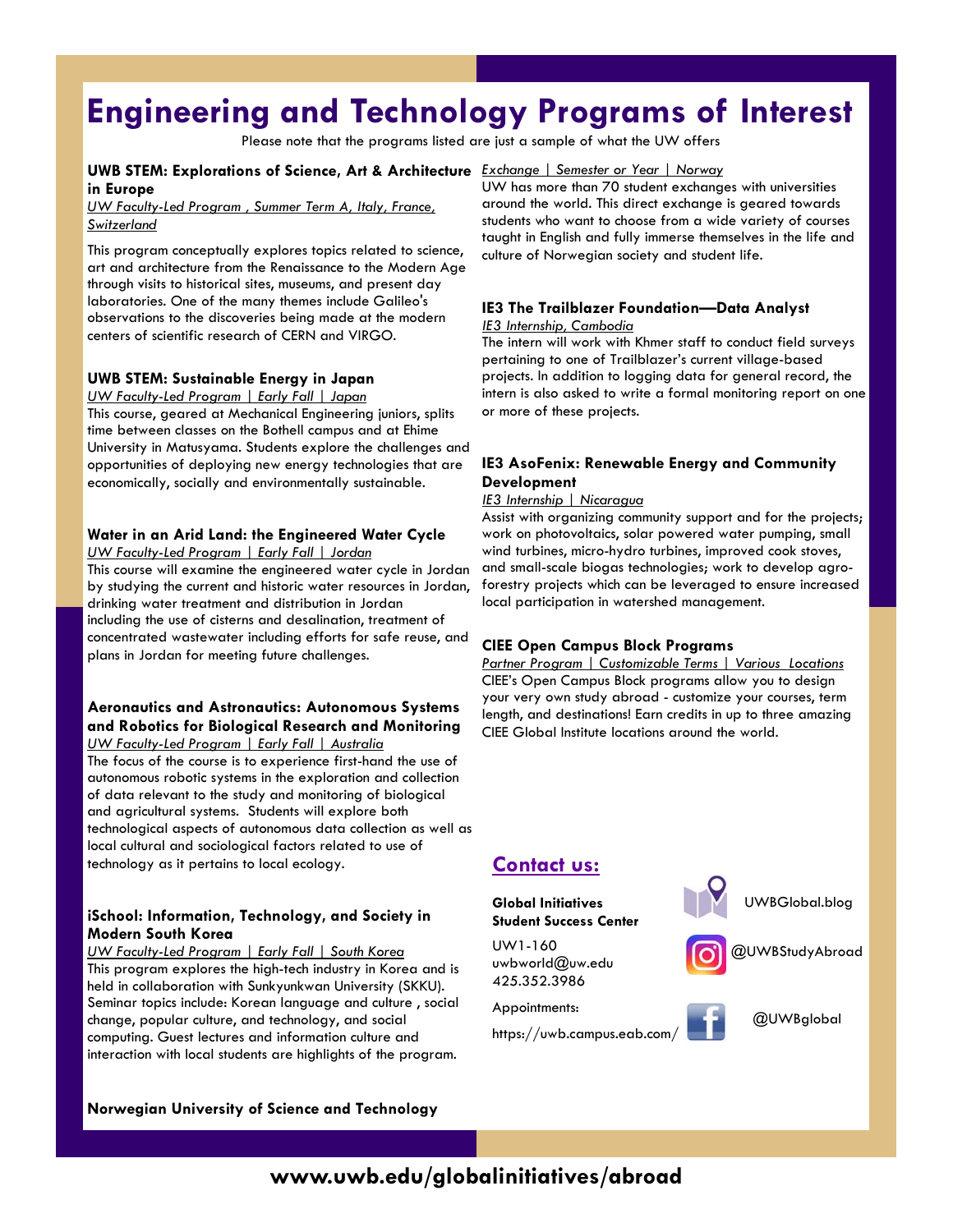# Engineering and Technology Programs of Interest

Please note that the programs listed are just a sample of what the UW offers

### UWB STEM: Explorations of Science, Art & Architecture in Europe

*UW Faculty-Led Program , Summer Term A, Italy, France, Switzerland*

This program conceptually explores topics related to science, art and architecture from the Renaissance to the Modern Age through visits to historical sites, museums, and present day laboratories. One of the many themes include Galileo's observations to the discoveries being made at the modern centers of scientific research of CERN and VIRGO.

### UWB STEM: Sustainable Energy in Japan

*UW Faculty-Led Program | Early Fall | Japan*

This course, geared at Mechanical Engineering juniors, splits time between classes on the Bothell campus and at Ehime University in Matusyama. Students explore the challenges and opportunities of deploying new energy technologies that are economically, socially and environmentally sustainable.

### Water in an Arid Land: the Engineered Water Cycle

*UW Faculty-Led Program | Early Fall | Jordan*

This course will examine the engineered water cycle in Jordan by studying the current and historic water resources in Jordan, drinking water treatment and distribution in Jordan including the use of cisterns and desalination, treatment of concentrated wastewater including efforts for safe reuse, and plans in Jordan for meeting future challenges.

### Aeronautics and Astronautics: Autonomous Systems and Robotics for Biological Research and Monitoring

*UW Faculty-Led Program | Early Fall | Australia*

The focus of the course is to experience first-hand the use of autonomous robotic systems in the exploration and collection of data relevant to the study and monitoring of biological and agricultural systems. Students will explore both technological aspects of autonomous data collection as well as local cultural and sociological factors related to use of technology as it pertains to local ecology.

### iSchool: Information, Technology, and Society in Modern South Korea

*UW Faculty-Led Program | Early Fall | South Korea*

This program explores the high-tech industry in Korea and is held in collaboration with Sunkyunkwan University (SKKU). Seminar topics include: Korean language and culture , social change, popular culture, and technology, and social computing. Guest lectures and information culture and interaction with local students are highlights of the program.

### Norwegian University of Science and Technology

*Exchange | Semester or Year | Norway*

UW has more than 70 student exchanges with universities around the world. This direct exchange is geared towards students who want to choose from a wide variety of courses taught in English and fully immerse themselves in the life and culture of Norwegian society and student life.

### IE3 The Trailblazer Foundation—Data Analyst

*IE3 Internship, Cambodia*

The intern will work with Khmer staff to conduct field surveys pertaining to one of Trailblazer's current village-based projects. In addition to logging data for general record, the intern is also asked to write a formal monitoring report on one or more of these projects.

### IE3 AsoFenix: Renewable Energy and Community Development

*IE3 Internship | Nicaragua*

Assist with organizing community support and for the projects; work on photovoltaics, solar powered water pumping, small wind turbines, micro-hydro turbines, improved cook stoves, and small-scale biogas technologies; work to develop agro-forestry projects which can be leveraged to ensure increased local participation in watershed management.

### CIEE Open Campus Block Programs

*Partner Program | Customizable Terms | Various Locations*

CIEE's Open Campus Block programs allow you to design your very own study abroad - customize your courses, term length, and destinations! Earn credits in up to three amazing CIEE Global Institute locations around the world.

## Contact us:

**Global Initiatives**
**Student Success Center**

UW1-160
uwbworld@uw.edu
425.352.3986

Appointments:

https://uwb.campus.eab.com/

UWBGlobal.blog

@UWBStudyAbroad

@UWBglobal

**www.uwb.edu/globalinitiatives/abroad**